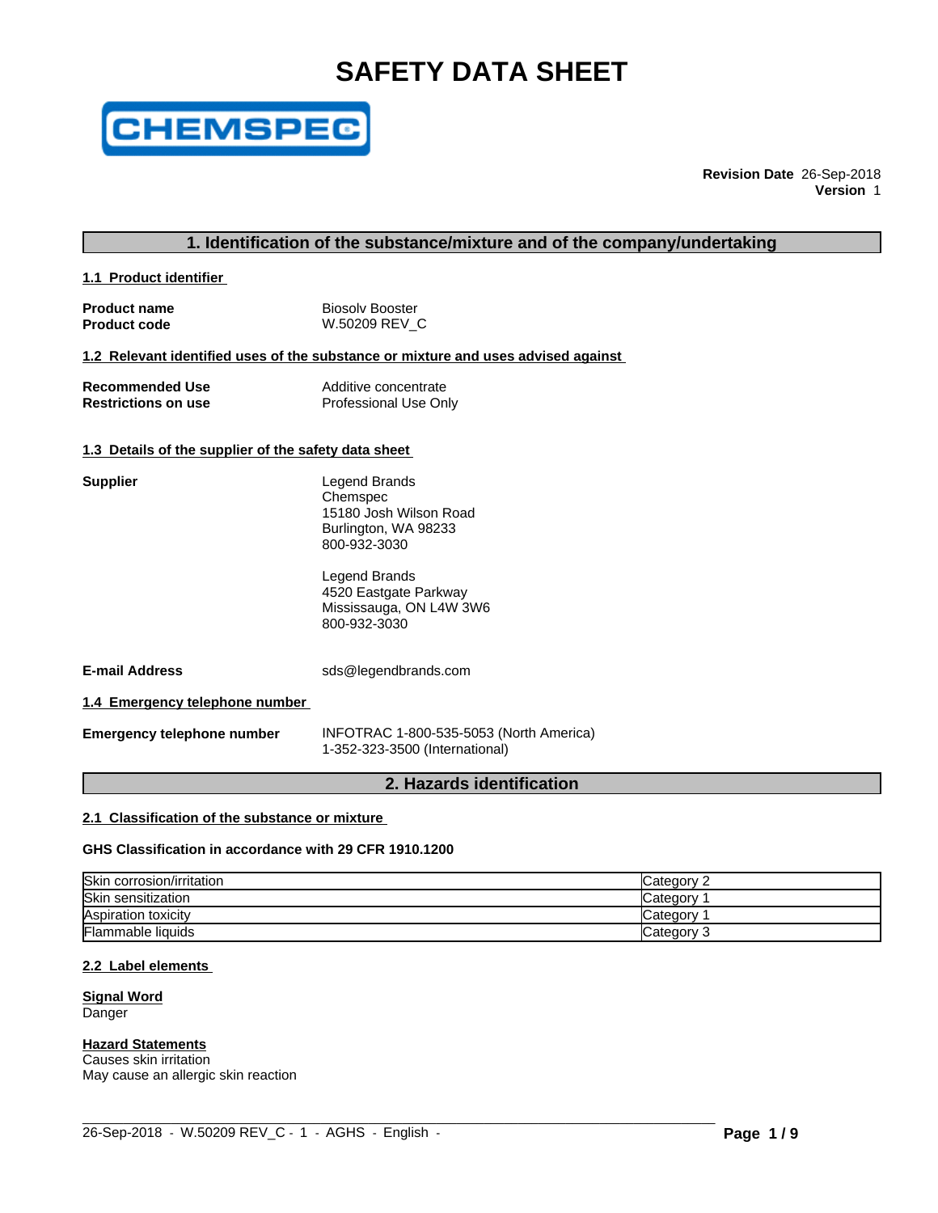# SAFETY DATA SHEET

CHEMSPEC

**Revision Date** 26-Sep-2018
**Version** 1

## 1. Identification of the substance/mixture and of the company/undertaking

### 1.1 Product identifier

**Product name** Biosolv Booster
**Product code** W.50209 REV_C

### 1.2 Relevant identified uses of the substance or mixture and uses advised against

**Recommended Use** Additive concentrate
**Restrictions on use** Professional Use Only

### 1.3 Details of the supplier of the safety data sheet

**Supplier**

Legend Brands
Chemspec
15180 Josh Wilson Road
Burlington, WA 98233
800-932-3030

Legend Brands
4520 Eastgate Parkway
Mississauga, ON L4W 3W6
800-932-3030

**E-mail Address** sds@legendbrands.com

### 1.4 Emergency telephone number

**Emergency telephone number** INFOTRAC 1-800-535-5053 (North America)
1-352-323-3500 (International)

## 2. Hazards identification

### 2.1 Classification of the substance or mixture

**GHS Classification in accordance with 29 CFR 1910.1200**

| | |
|---|---|
| Skin corrosion/irritation | Category 2 |
| Skin sensitization | Category 1 |
| Aspiration toxicity | Category 1 |
| Flammable liquids | Category 3 |

### 2.2 Label elements

**Signal Word**
Danger

**Hazard Statements**
Causes skin irritation
May cause an allergic skin reaction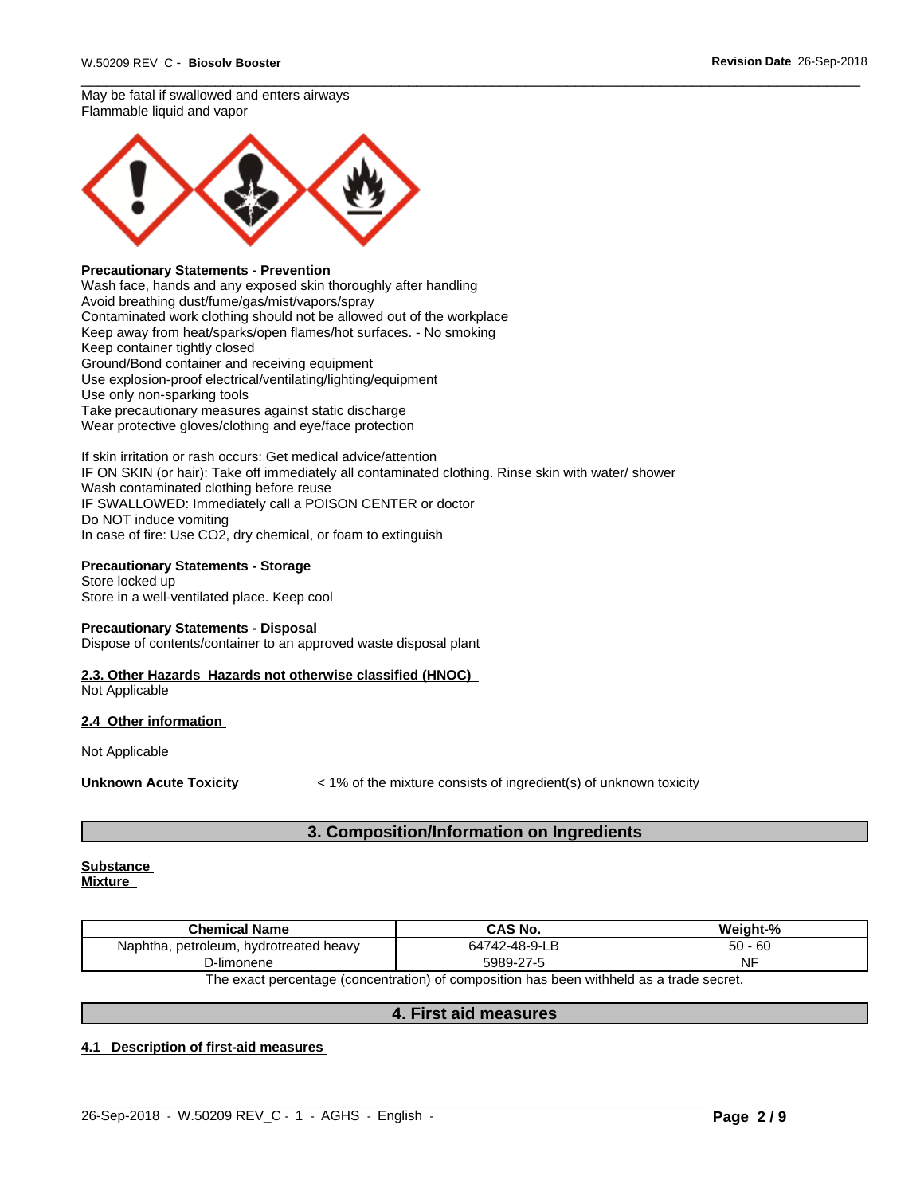May be fatal if swallowed and enters airways
Flammable liquid and vapor

**Precautionary Statements - Prevention**
Wash face, hands and any exposed skin thoroughly after handling
Avoid breathing dust/fume/gas/mist/vapors/spray
Contaminated work clothing should not be allowed out of the workplace
Keep away from heat/sparks/open flames/hot surfaces. - No smoking
Keep container tightly closed
Ground/Bond container and receiving equipment
Use explosion-proof electrical/ventilating/lighting/equipment
Use only non-sparking tools
Take precautionary measures against static discharge
Wear protective gloves/clothing and eye/face protection

If skin irritation or rash occurs: Get medical advice/attention
IF ON SKIN (or hair): Take off immediately all contaminated clothing. Rinse skin with water/ shower
Wash contaminated clothing before reuse
IF SWALLOWED: Immediately call a POISON CENTER or doctor
Do NOT induce vomiting
In case of fire: Use CO2, dry chemical, or foam to extinguish

**Precautionary Statements - Storage**
Store locked up
Store in a well-ventilated place. Keep cool

**Precautionary Statements - Disposal**
Dispose of contents/container to an approved waste disposal plant

**2.3. Other Hazards Hazards not otherwise classified (HNOC)**
Not Applicable

**2.4 Other information**

Not Applicable

**Unknown Acute Toxicity** < 1% of the mixture consists of ingredient(s) of unknown toxicity

## 3. Composition/Information on Ingredients

**Substance**
**Mixture**

| Chemical Name | CAS No. | Weight-% |
|---|---|---|
| Naphtha, petroleum, hydrotreated heavy | 64742-48-9-LB | 50 - 60 |
| D-limonene | 5989-27-5 | NF |

The exact percentage (concentration) of composition has been withheld as a trade secret.

## 4. First aid measures

**4.1 Description of first-aid measures**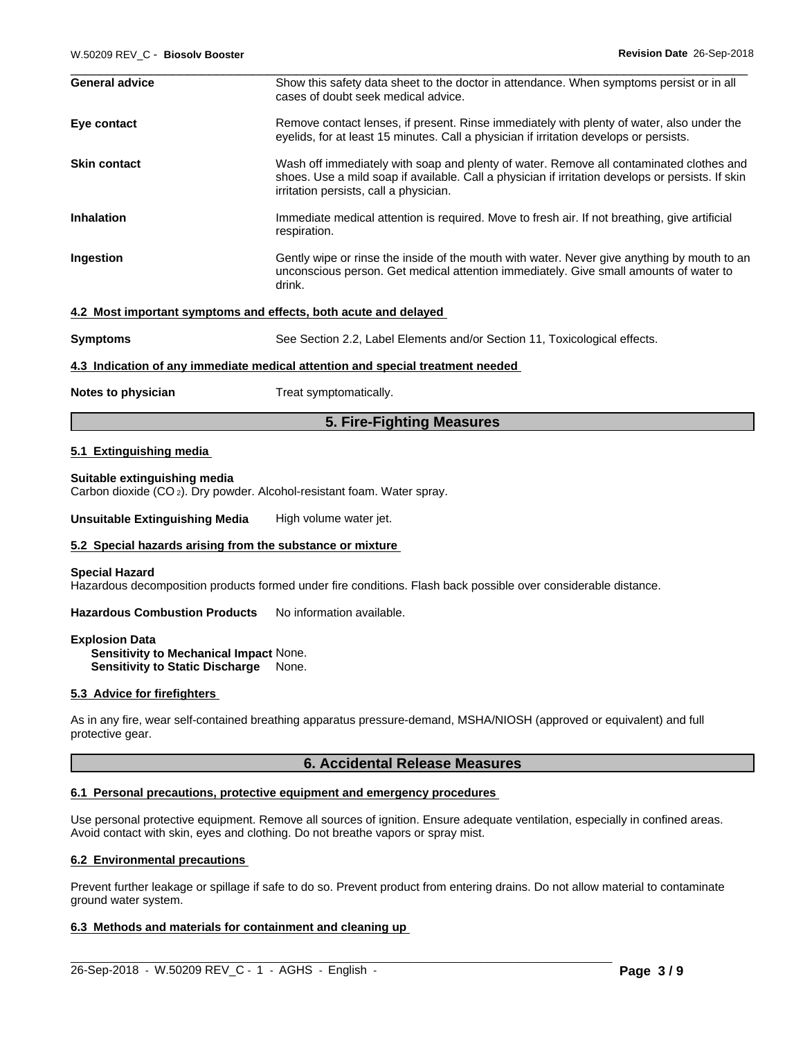| | |
|---|---|
| **General advice** | Show this safety data sheet to the doctor in attendance. When symptoms persist or in all cases of doubt seek medical advice. |
| **Eye contact** | Remove contact lenses, if present. Rinse immediately with plenty of water, also under the eyelids, for at least 15 minutes. Call a physician if irritation develops or persists. |
| **Skin contact** | Wash off immediately with soap and plenty of water. Remove all contaminated clothes and shoes. Use a mild soap if available. Call a physician if irritation develops or persists. If skin irritation persists, call a physician. |
| **Inhalation** | Immediate medical attention is required. Move to fresh air. If not breathing, give artificial respiration. |
| **Ingestion** | Gently wipe or rinse the inside of the mouth with water. Never give anything by mouth to an unconscious person. Get medical attention immediately. Give small amounts of water to drink. |

### 4.2 Most important symptoms and effects, both acute and delayed

**Symptoms** See Section 2.2, Label Elements and/or Section 11, Toxicological effects.

### 4.3 Indication of any immediate medical attention and special treatment needed

**Notes to physician** Treat symptomatically.

## 5. Fire-Fighting Measures

### 5.1 Extinguishing media

**Suitable extinguishing media**
Carbon dioxide ($CO_2$). Dry powder. Alcohol-resistant foam. Water spray.

**Unsuitable Extinguishing Media** High volume water jet.

### 5.2 Special hazards arising from the substance or mixture

**Special Hazard**
Hazardous decomposition products formed under fire conditions. Flash back possible over considerable distance.

**Hazardous Combustion Products** No information available.

**Explosion Data**
**Sensitivity to Mechanical Impact** None.
**Sensitivity to Static Discharge** None.

### 5.3 Advice for firefighters

As in any fire, wear self-contained breathing apparatus pressure-demand, MSHA/NIOSH (approved or equivalent) and full protective gear.

## 6. Accidental Release Measures

### 6.1 Personal precautions, protective equipment and emergency procedures

Use personal protective equipment. Remove all sources of ignition. Ensure adequate ventilation, especially in confined areas. Avoid contact with skin, eyes and clothing. Do not breathe vapors or spray mist.

### 6.2 Environmental precautions

Prevent further leakage or spillage if safe to do so. Prevent product from entering drains. Do not allow material to contaminate ground water system.

### 6.3 Methods and materials for containment and cleaning up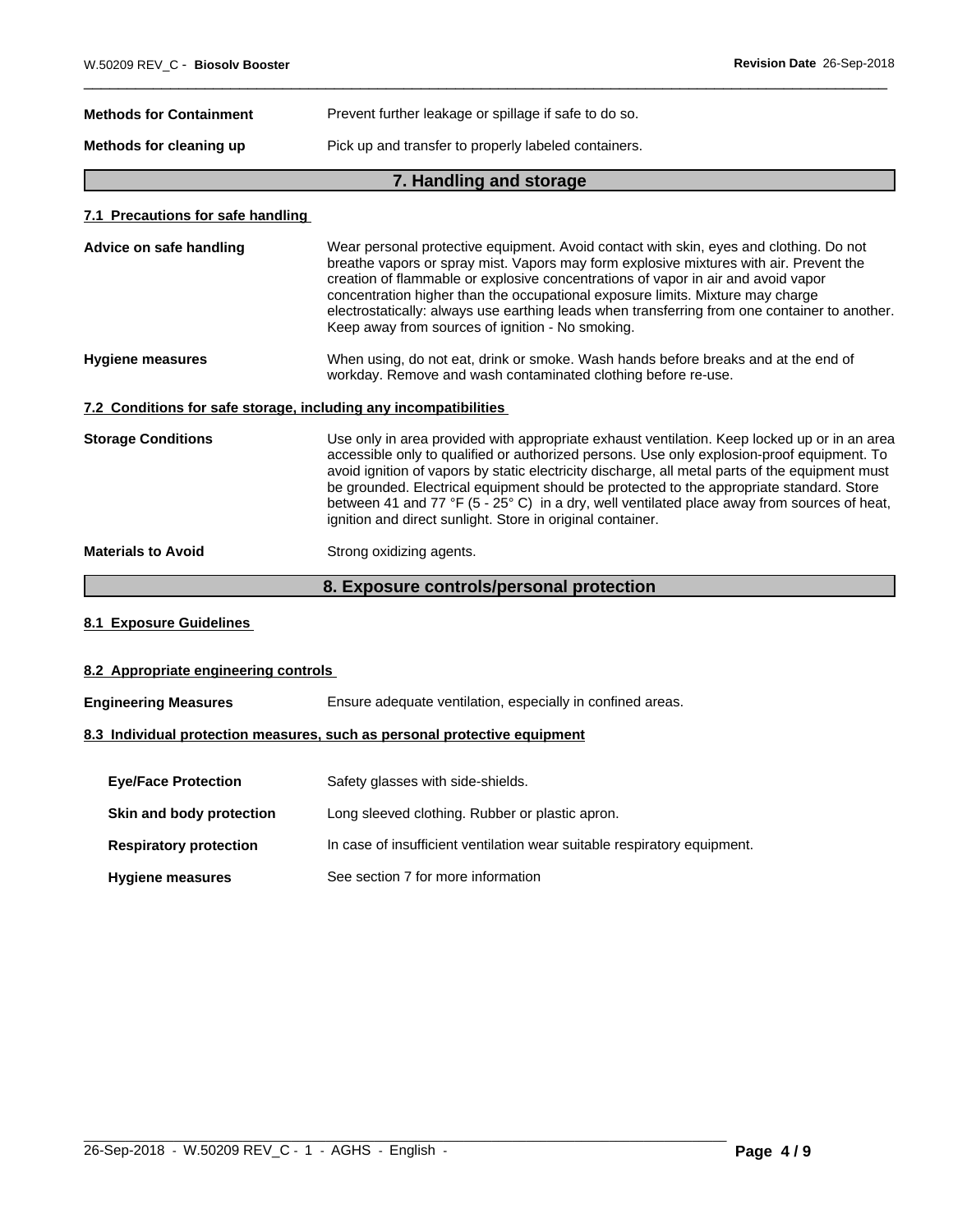**Methods for Containment**
Prevent further leakage or spillage if safe to do so.

**Methods for cleaning up**
Pick up and transfer to properly labeled containers.

## 7. Handling and storage

### 7.1 Precautions for safe handling

**Advice on safe handling**
Wear personal protective equipment. Avoid contact with skin, eyes and clothing. Do not breathe vapors or spray mist. Vapors may form explosive mixtures with air. Prevent the creation of flammable or explosive concentrations of vapor in air and avoid vapor concentration higher than the occupational exposure limits. Mixture may charge electrostatically: always use earthing leads when transferring from one container to another. Keep away from sources of ignition - No smoking.

**Hygiene measures**
When using, do not eat, drink or smoke. Wash hands before breaks and at the end of workday. Remove and wash contaminated clothing before re-use.

### 7.2 Conditions for safe storage, including any incompatibilities

**Storage Conditions**
Use only in area provided with appropriate exhaust ventilation. Keep locked up or in an area accessible only to qualified or authorized persons. Use only explosion-proof equipment. To avoid ignition of vapors by static electricity discharge, all metal parts of the equipment must be grounded. Electrical equipment should be protected to the appropriate standard. Store between 41 and 77 °F (5 - 25° C) in a dry, well ventilated place away from sources of heat, ignition and direct sunlight. Store in original container.

**Materials to Avoid**
Strong oxidizing agents.

## 8. Exposure controls/personal protection

### 8.1 Exposure Guidelines

### 8.2 Appropriate engineering controls

**Engineering Measures**
Ensure adequate ventilation, especially in confined areas.

### 8.3 Individual protection measures, such as personal protective equipment

**Eye/Face Protection**
Safety glasses with side-shields.

**Skin and body protection**
Long sleeved clothing. Rubber or plastic apron.

**Respiratory protection**
In case of insufficient ventilation wear suitable respiratory equipment.

**Hygiene measures**
See section 7 for more information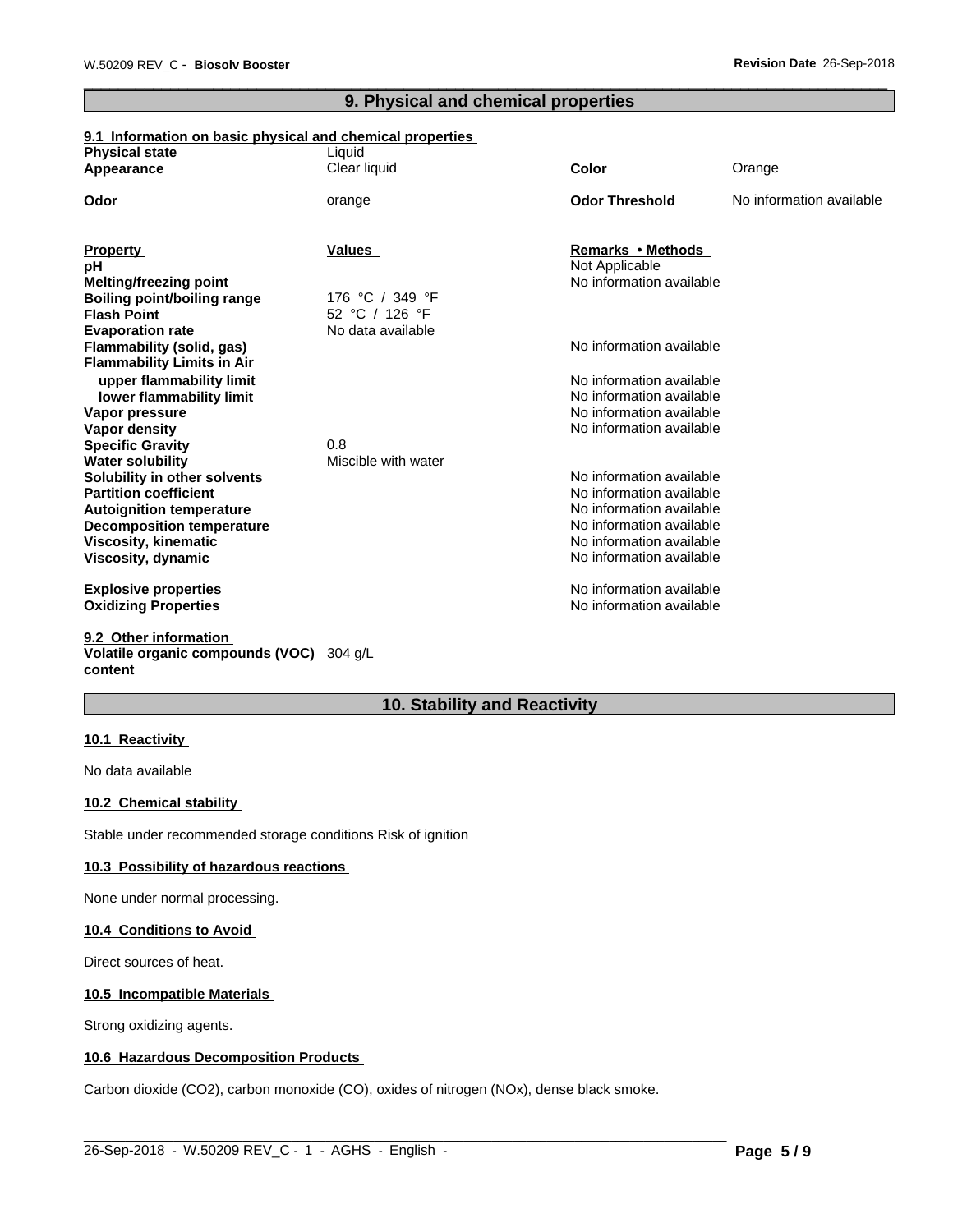## 9. Physical and chemical properties

### 9.1 Information on basic physical and chemical properties

| | | | |
|---|---|---|---|
| **Physical state** | Liquid | | |
| **Appearance** | Clear liquid | **Color** | Orange |
| **Odor** | orange | **Odor Threshold** | No information available |

| **Property** | **Values** | **Remarks • Methods** |
|---|---|---|
| **pH** | | Not Applicable |
| **Melting/freezing point** | | No information available |
| **Boiling point/boiling range** | 176 °C / 349 °F | |
| **Flash Point** | 52 °C / 126 °F | |
| **Evaporation rate** | No data available | |
| **Flammability (solid, gas)** | | No information available |
| **Flammability Limits in Air** | | |
| **upper flammability limit** | | No information available |
| **lower flammability limit** | | No information available |
| **Vapor pressure** | | No information available |
| **Vapor density** | | No information available |
| **Specific Gravity** | 0.8 | |
| **Water solubility** | Miscible with water | |
| **Solubility in other solvents** | | No information available |
| **Partition coefficient** | | No information available |
| **Autoignition temperature** | | No information available |
| **Decomposition temperature** | | No information available |
| **Viscosity, kinematic** | | No information available |
| **Viscosity, dynamic** | | No information available |
| **Explosive properties** | | No information available |
| **Oxidizing Properties** | | No information available |

### 9.2 Other information

**Volatile organic compounds (VOC) content** 304 g/L

## 10. Stability and Reactivity

### 10.1 Reactivity

No data available

### 10.2 Chemical stability

Stable under recommended storage conditions Risk of ignition

### 10.3 Possibility of hazardous reactions

None under normal processing.

### 10.4 Conditions to Avoid

Direct sources of heat.

### 10.5 Incompatible Materials

Strong oxidizing agents.

### 10.6 Hazardous Decomposition Products

Carbon dioxide ($CO_2$), carbon monoxide (CO), oxides of nitrogen ($NO_x$), dense black smoke.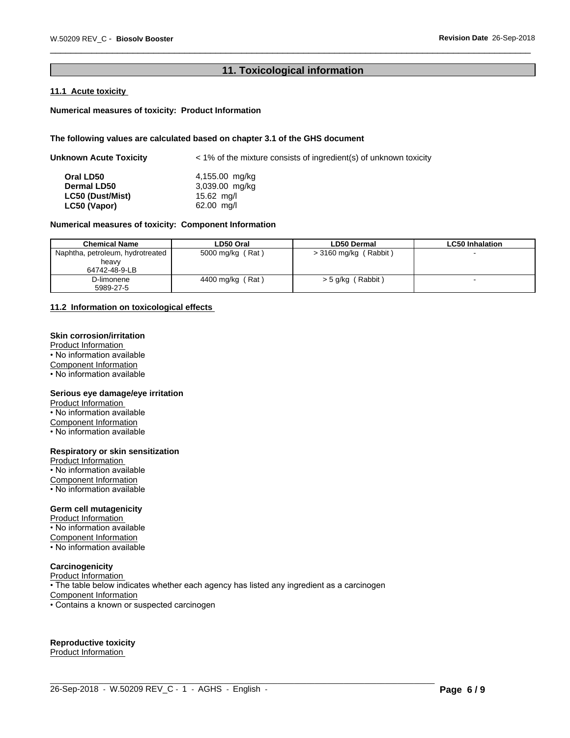## 11. Toxicological information

### 11.1 Acute toxicity

**Numerical measures of toxicity: Product Information**

**The following values are calculated based on chapter 3.1 of the GHS document**

**Unknown Acute Toxicity** < 1% of the mixture consists of ingredient(s) of unknown toxicity

| | |
|---|---|
| **Oral LD50** | 4,155.00 mg/kg |
| **Dermal LD50** | 3,039.00 mg/kg |
| **LC50 (Dust/Mist)** | 15.62 mg/l |
| **LC50 (Vapor)** | 62.00 mg/l |

**Numerical measures of toxicity: Component Information**

| Chemical Name | LD50 Oral | LD50 Dermal | LC50 Inhalation |
|---|---|---|---|
| Naphtha, petroleum, hydrotreated heavy 64742-48-9-LB | 5000 mg/kg ( Rat ) | > 3160 mg/kg ( Rabbit ) | - |
| D-limonene 5989-27-5 | 4400 mg/kg ( Rat ) | > 5 g/kg ( Rabbit ) | - |

### 11.2 Information on toxicological effects

**Skin corrosion/irritation**

Product Information
• No information available
Component Information
• No information available

**Serious eye damage/eye irritation**

Product Information
• No information available
Component Information
• No information available

**Respiratory or skin sensitization**

Product Information
• No information available
Component Information
• No information available

**Germ cell mutagenicity**

Product Information
• No information available
Component Information
• No information available

**Carcinogenicity**

Product Information
• The table below indicates whether each agency has listed any ingredient as a carcinogen
Component Information
• Contains a known or suspected carcinogen

**Reproductive toxicity**

Product Information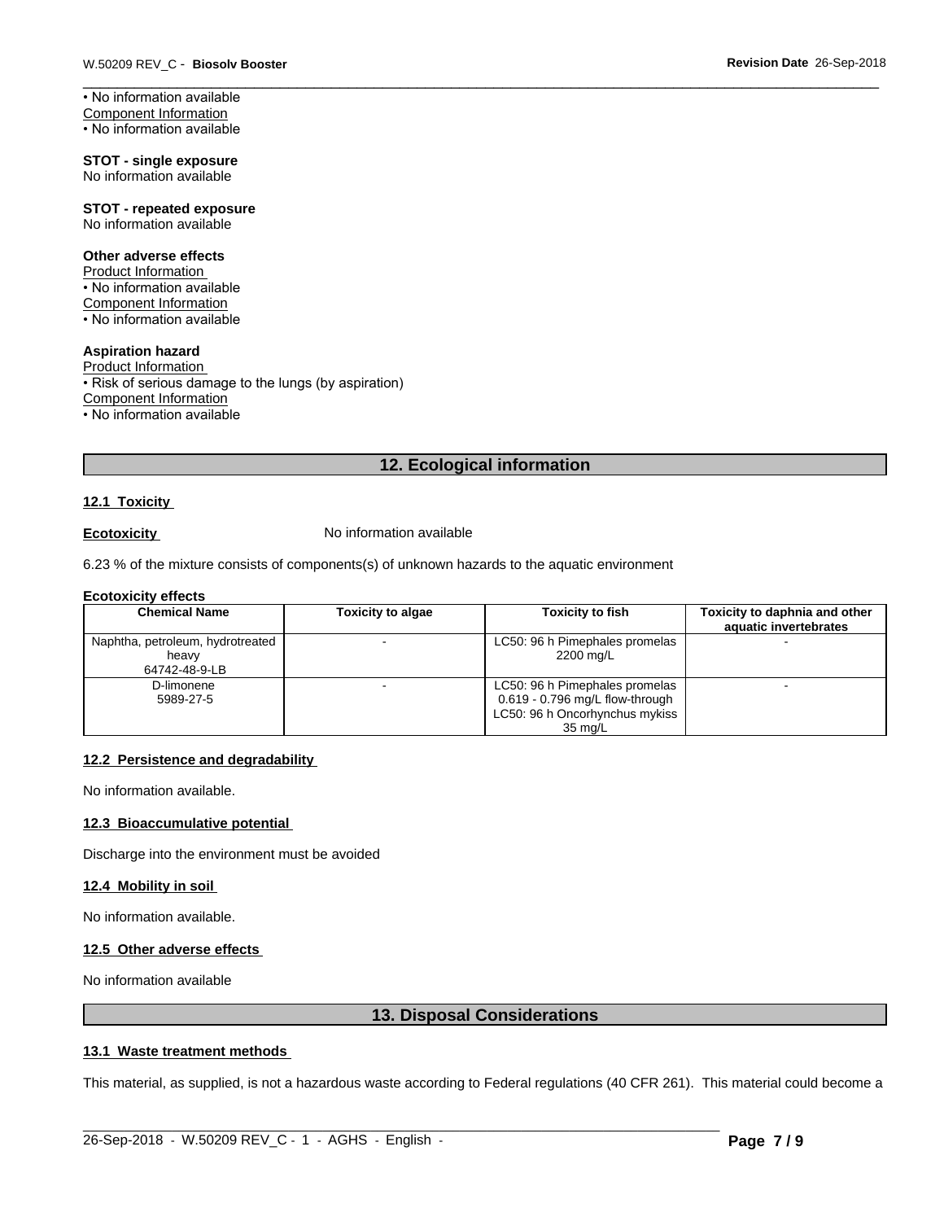• No information available
Component Information
• No information available

**STOT - single exposure**
No information available

**STOT - repeated exposure**
No information available

**Other adverse effects**
Product Information
• No information available
Component Information
• No information available

**Aspiration hazard**
Product Information
• Risk of serious damage to the lungs (by aspiration)
Component Information
• No information available

## 12. Ecological information

### 12.1 Toxicity

**Ecotoxicity** No information available

6.23 % of the mixture consists of components(s) of unknown hazards to the aquatic environment

**Ecotoxicity effects**

| Chemical Name | Toxicity to algae | Toxicity to fish | Toxicity to daphnia and other aquatic invertebrates |
|---|---|---|---|
| Naphtha, petroleum, hydrotreated heavy 64742-48-9-LB | - | LC50: 96 h Pimephales promelas 2200 mg/L | - |
| D-limonene 5989-27-5 | - | LC50: 96 h Pimephales promelas 0.619 - 0.796 mg/L flow-through LC50: 96 h Oncorhynchus mykiss 35 mg/L | - |

### 12.2 Persistence and degradability

No information available.

### 12.3 Bioaccumulative potential

Discharge into the environment must be avoided

### 12.4 Mobility in soil

No information available.

### 12.5 Other adverse effects

No information available

## 13. Disposal Considerations

### 13.1 Waste treatment methods

This material, as supplied, is not a hazardous waste according to Federal regulations (40 CFR 261). This material could become a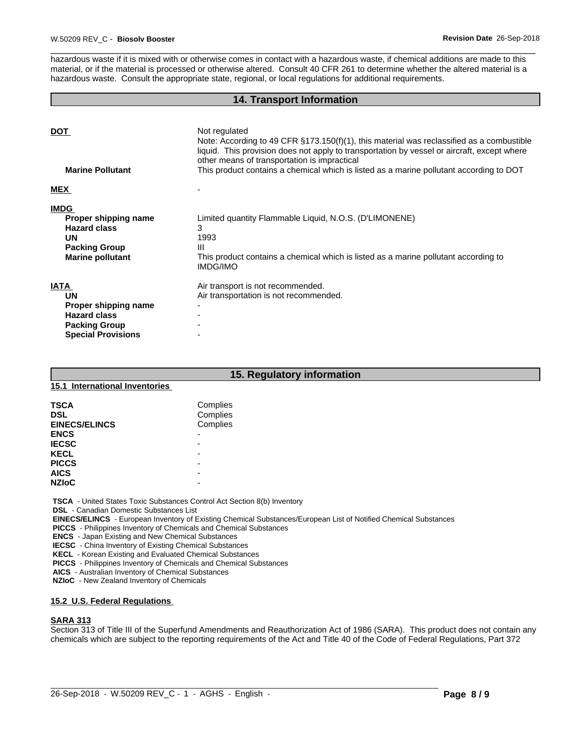hazardous waste if it is mixed with or otherwise comes in contact with a hazardous waste, if chemical additions are made to this material, or if the material is processed or otherwise altered. Consult 40 CFR 261 to determine whether the altered material is a hazardous waste. Consult the appropriate state, regional, or local regulations for additional requirements.

## 14. Transport Information

| | |
|---|---|
| **DOT** | Not regulated<br>Note: According to 49 CFR §173.150(f)(1), this material was reclassified as a combustible liquid. This provision does not apply to transportation by vessel or aircraft, except where other means of transportation is impractical |
| **Marine Pollutant** | This product contains a chemical which is listed as a marine pollutant according to DOT |
| **MEX** | - |
| **IMDG** | |
| **Proper shipping name** | Limited quantity Flammable Liquid, N.O.S. (D'LIMONENE) |
| **Hazard class** | 3 |
| **UN** | 1993 |
| **Packing Group** | III |
| **Marine pollutant** | This product contains a chemical which is listed as a marine pollutant according to IMDG/IMO |
| **IATA** | Air transport is not recommended. |
| **UN** | Air transportation is not recommended. |
| **Proper shipping name** | - |
| **Hazard class** | - |
| **Packing Group** | - |
| **Special Provisions** | - |

## 15. Regulatory information

### 15.1 International Inventories

| | |
|---|---|
| **TSCA** | Complies |
| **DSL** | Complies |
| **EINECS/ELINCS** | Complies |
| **ENCS** | - |
| **IECSC** | - |
| **KECL** | - |
| **PICCS** | - |
| **AICS** | - |
| **NZIoC** | - |

**TSCA** - United States Toxic Substances Control Act Section 8(b) Inventory
**DSL** - Canadian Domestic Substances List
**EINECS/ELINCS** - European Inventory of Existing Chemical Substances/European List of Notified Chemical Substances
**PICCS** - Philippines Inventory of Chemicals and Chemical Substances
**ENCS** - Japan Existing and New Chemical Substances
**IECSC** - China Inventory of Existing Chemical Substances
**KECL** - Korean Existing and Evaluated Chemical Substances
**PICCS** - Philippines Inventory of Chemicals and Chemical Substances
**AICS** - Australian Inventory of Chemical Substances
**NZIoC** - New Zealand Inventory of Chemicals

### 15.2 U.S. Federal Regulations

**SARA 313**

Section 313 of Title III of the Superfund Amendments and Reauthorization Act of 1986 (SARA). This product does not contain any chemicals which are subject to the reporting requirements of the Act and Title 40 of the Code of Federal Regulations, Part 372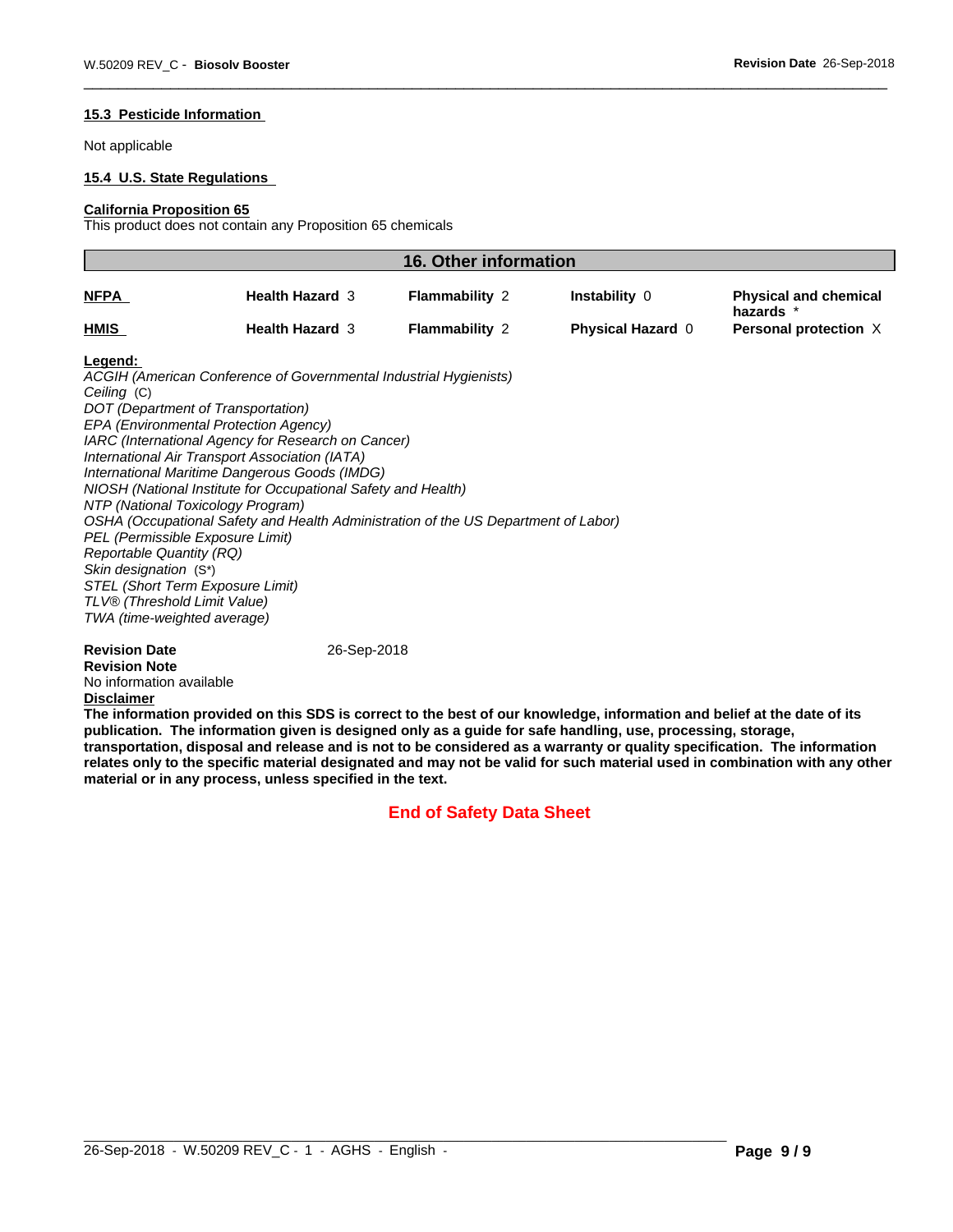### 15.3 Pesticide Information

Not applicable

### 15.4 U.S. State Regulations

**California Proposition 65**

This product does not contain any Proposition 65 chemicals

## 16. Other information

| | | | | |
|---|---|---|---|---|
| **NFPA** | **Health Hazard** 3 | **Flammability** 2 | **Instability** 0 | **Physical and chemical hazards** * |
| **HMIS** | **Health Hazard** 3 | **Flammability** 2 | **Physical Hazard** 0 | **Personal protection** X |

**Legend:**

*ACGIH (American Conference of Governmental Industrial Hygienists)*
*Ceiling* (C)
*DOT (Department of Transportation)*
*EPA (Environmental Protection Agency)*
*IARC (International Agency for Research on Cancer)*
*International Air Transport Association (IATA)*
*International Maritime Dangerous Goods (IMDG)*
*NIOSH (National Institute for Occupational Safety and Health)*
*NTP (National Toxicology Program)*
*OSHA (Occupational Safety and Health Administration of the US Department of Labor)*
*PEL (Permissible Exposure Limit)*
*Reportable Quantity (RQ)*
*Skin designation* (S*)
*STEL (Short Term Exposure Limit)*
*TLV® (Threshold Limit Value)*
*TWA (time-weighted average)*

**Revision Date** 26-Sep-2018
**Revision Note**
No information available

**Disclaimer**

**The information provided on this SDS is correct to the best of our knowledge, information and belief at the date of its publication. The information given is designed only as a guide for safe handling, use, processing, storage, transportation, disposal and release and is not to be considered as a warranty or quality specification. The information relates only to the specific material designated and may not be valid for such material used in combination with any other material or in any process, unless specified in the text.**

**End of Safety Data Sheet**